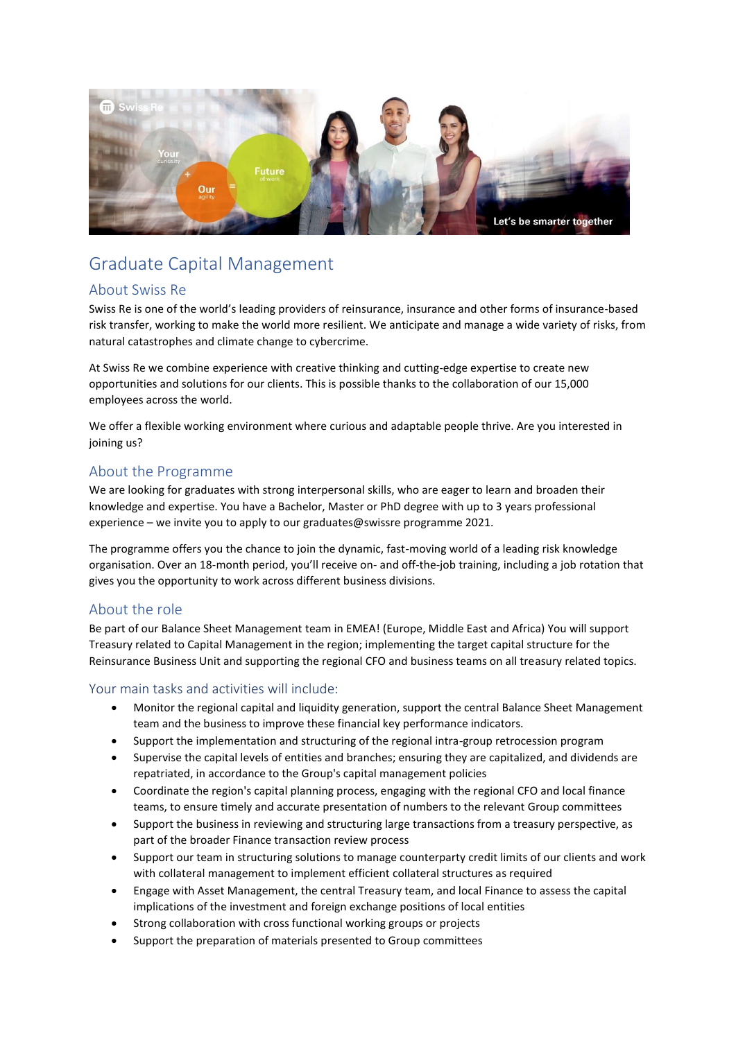# Graduate Capital Management

## About Swiss Re

Swiss Re is one of the world's leading providers of reinsurance, insurance and other forms of insurance-based risk transfer, working to make the world more resilient. We anticipate and manage a wide variety of risks, from natural catastrophes and climate change to cybercrime.

At Swiss Re we combine experience with creative thinking and cutting-edge expertise to create new opportunities and solutions for our clients. This is possible thanks to the collaboration of our 15,000 employees across the world.

We offer a flexible working environment where curious and adaptable people thrive. Are you interested in joining us?

## About the Programme

We are looking for graduates with strong interpersonal skills, who are eager to learn and broaden their knowledge and expertise. You have a Bachelor, Master or PhD degree with up to 3 years professional experience – we invite you to apply to our graduates@swissre programme 2021.

The programme offers you the chance to join the dynamic, fast-moving world of a leading risk knowledge organisation. Over an 18-month period, you'll receive on- and off-the-job training, including a job rotation that gives you the opportunity to work across different business divisions.

## About the role

Be part of our Balance Sheet Management team in EMEA! (Europe, Middle East and Africa) You will support Treasury related to Capital Management in the region; implementing the target capital structure for the Reinsurance Business Unit and supporting the regional CFO and business teams on all treasury related topics.

### Your main tasks and activities will include:

- Monitor the regional capital and liquidity generation, support the central Balance Sheet Management team and the business to improve these financial key performance indicators.
- Support the implementation and structuring of the regional intra-group retrocession program
- Supervise the capital levels of entities and branches; ensuring they are capitalized, and dividends are repatriated, in accordance to the Group's capital management policies
- Coordinate the region's capital planning process, engaging with the regional CFO and local finance teams, to ensure timely and accurate presentation of numbers to the relevant Group committees
- Support the business in reviewing and structuring large transactions from a treasury perspective, as part of the broader Finance transaction review process
- Support our team in structuring solutions to manage counterparty credit limits of our clients and work with collateral management to implement efficient collateral structures as required
- Engage with Asset Management, the central Treasury team, and local Finance to assess the capital implications of the investment and foreign exchange positions of local entities
- Strong collaboration with cross functional working groups or projects
- Support the preparation of materials presented to Group committees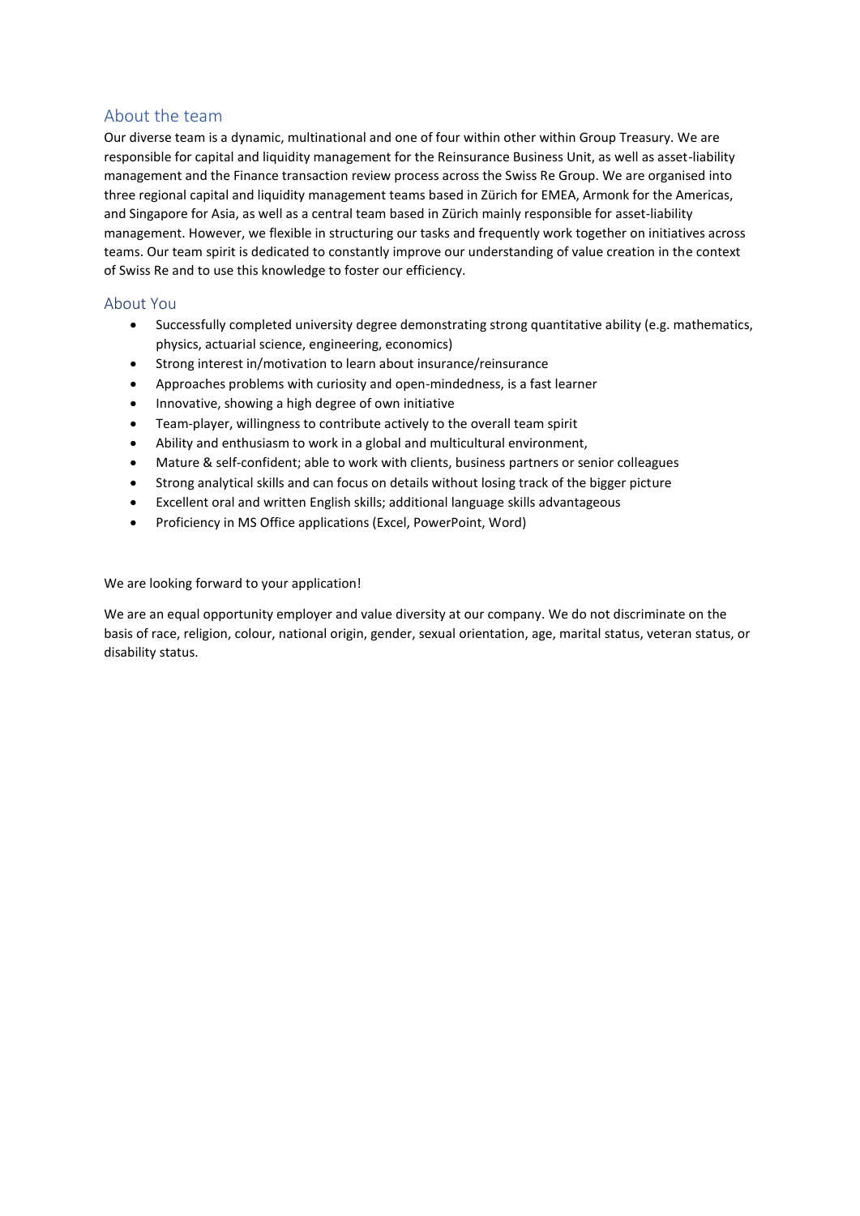## About the team

Our diverse team is a dynamic, multinational and one of four within other within Group Treasury. We are responsible for capital and liquidity management for the Reinsurance Business Unit, as well as asset-liability management and the Finance transaction review process across the Swiss Re Group. We are organised into three regional capital and liquidity management teams based in Zürich for EMEA, Armonk for the Americas, and Singapore for Asia, as well as a central team based in Zürich mainly responsible for asset-liability management. However, we flexible in structuring our tasks and frequently work together on initiatives across teams. Our team spirit is dedicated to constantly improve our understanding of value creation in the context of Swiss Re and to use this knowledge to foster our efficiency.

## About You

- Successfully completed university degree demonstrating strong quantitative ability (e.g. mathematics, physics, actuarial science, engineering, economics)
- Strong interest in/motivation to learn about insurance/reinsurance
- Approaches problems with curiosity and open-mindedness, is a fast learner
- Innovative, showing a high degree of own initiative
- Team-player, willingness to contribute actively to the overall team spirit
- Ability and enthusiasm to work in a global and multicultural environment,
- Mature & self-confident; able to work with clients, business partners or senior colleagues
- Strong analytical skills and can focus on details without losing track of the bigger picture
- Excellent oral and written English skills; additional language skills advantageous
- Proficiency in MS Office applications (Excel, PowerPoint, Word)

We are looking forward to your application!

We are an equal opportunity employer and value diversity at our company. We do not discriminate on the basis of race, religion, colour, national origin, gender, sexual orientation, age, marital status, veteran status, or disability status.